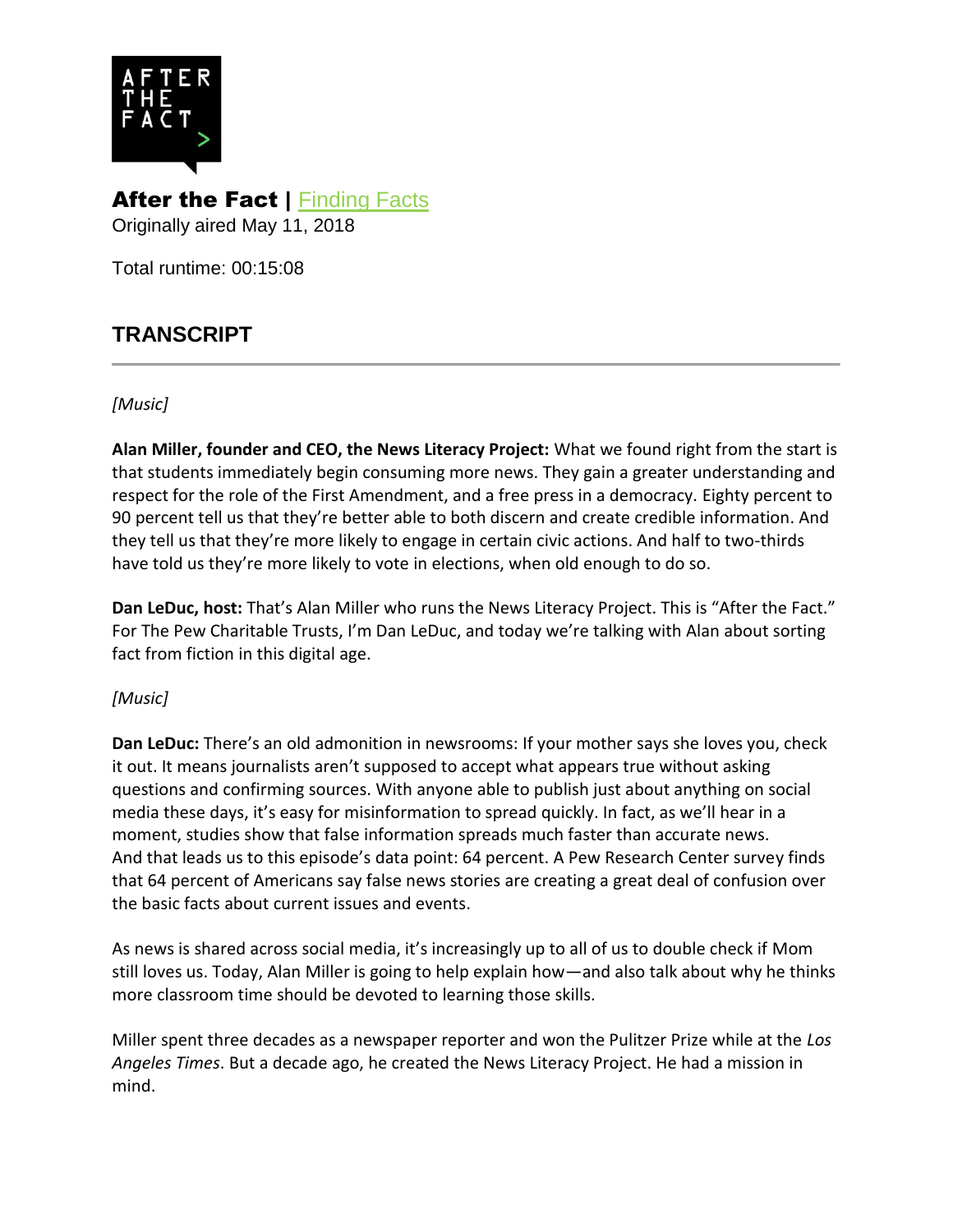**After the Fact |** Finding Facts

Originally aired May 11, 2018

Total runtime: 00:15:08

## TRANSCRIPT

*[Music]*

**Alan Miller, founder and CEO, the News Literacy Project:** What we found right from the start is that students immediately begin consuming more news. They gain a greater understanding and respect for the role of the First Amendment, and a free press in a democracy. Eighty percent to 90 percent tell us that they're better able to both discern and create credible information. And they tell us that they're more likely to engage in certain civic actions. And half to two-thirds have told us they're more likely to vote in elections, when old enough to do so.

**Dan LeDuc, host:** That's Alan Miller who runs the News Literacy Project. This is "After the Fact." For The Pew Charitable Trusts, I'm Dan LeDuc, and today we're talking with Alan about sorting fact from fiction in this digital age.

*[Music]*

**Dan LeDuc:** There's an old admonition in newsrooms: If your mother says she loves you, check it out. It means journalists aren't supposed to accept what appears true without asking questions and confirming sources. With anyone able to publish just about anything on social media these days, it's easy for misinformation to spread quickly. In fact, as we'll hear in a moment, studies show that false information spreads much faster than accurate news. And that leads us to this episode's data point: 64 percent. A Pew Research Center survey finds that 64 percent of Americans say false news stories are creating a great deal of confusion over the basic facts about current issues and events.

As news is shared across social media, it's increasingly up to all of us to double check if Mom still loves us. Today, Alan Miller is going to help explain how—and also talk about why he thinks more classroom time should be devoted to learning those skills.

Miller spent three decades as a newspaper reporter and won the Pulitzer Prize while at the *Los Angeles Times*. But a decade ago, he created the News Literacy Project. He had a mission in mind.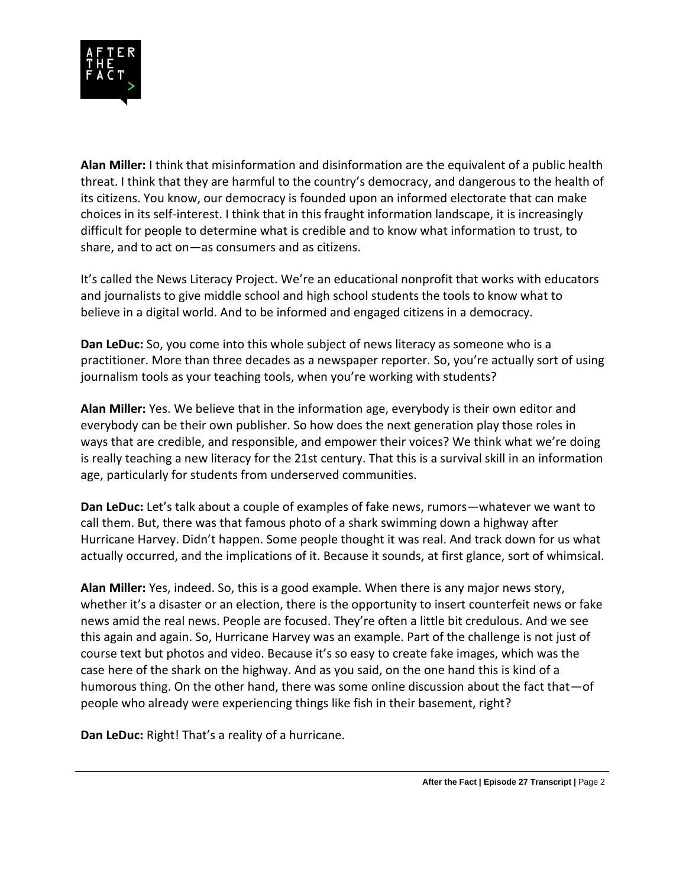**Alan Miller:** I think that misinformation and disinformation are the equivalent of a public health threat. I think that they are harmful to the country's democracy, and dangerous to the health of its citizens. You know, our democracy is founded upon an informed electorate that can make choices in its self-interest. I think that in this fraught information landscape, it is increasingly difficult for people to determine what is credible and to know what information to trust, to share, and to act on—as consumers and as citizens.

It's called the News Literacy Project. We're an educational nonprofit that works with educators and journalists to give middle school and high school students the tools to know what to believe in a digital world. And to be informed and engaged citizens in a democracy.

**Dan LeDuc:** So, you come into this whole subject of news literacy as someone who is a practitioner. More than three decades as a newspaper reporter. So, you're actually sort of using journalism tools as your teaching tools, when you're working with students?

**Alan Miller:** Yes. We believe that in the information age, everybody is their own editor and everybody can be their own publisher. So how does the next generation play those roles in ways that are credible, and responsible, and empower their voices? We think what we're doing is really teaching a new literacy for the 21st century. That this is a survival skill in an information age, particularly for students from underserved communities.

**Dan LeDuc:** Let's talk about a couple of examples of fake news, rumors—whatever we want to call them. But, there was that famous photo of a shark swimming down a highway after Hurricane Harvey. Didn't happen. Some people thought it was real. And track down for us what actually occurred, and the implications of it. Because it sounds, at first glance, sort of whimsical.

**Alan Miller:** Yes, indeed. So, this is a good example. When there is any major news story, whether it's a disaster or an election, there is the opportunity to insert counterfeit news or fake news amid the real news. People are focused. They're often a little bit credulous. And we see this again and again. So, Hurricane Harvey was an example. Part of the challenge is not just of course text but photos and video. Because it's so easy to create fake images, which was the case here of the shark on the highway. And as you said, on the one hand this is kind of a humorous thing. On the other hand, there was some online discussion about the fact that—of people who already were experiencing things like fish in their basement, right?

**Dan LeDuc:** Right! That's a reality of a hurricane.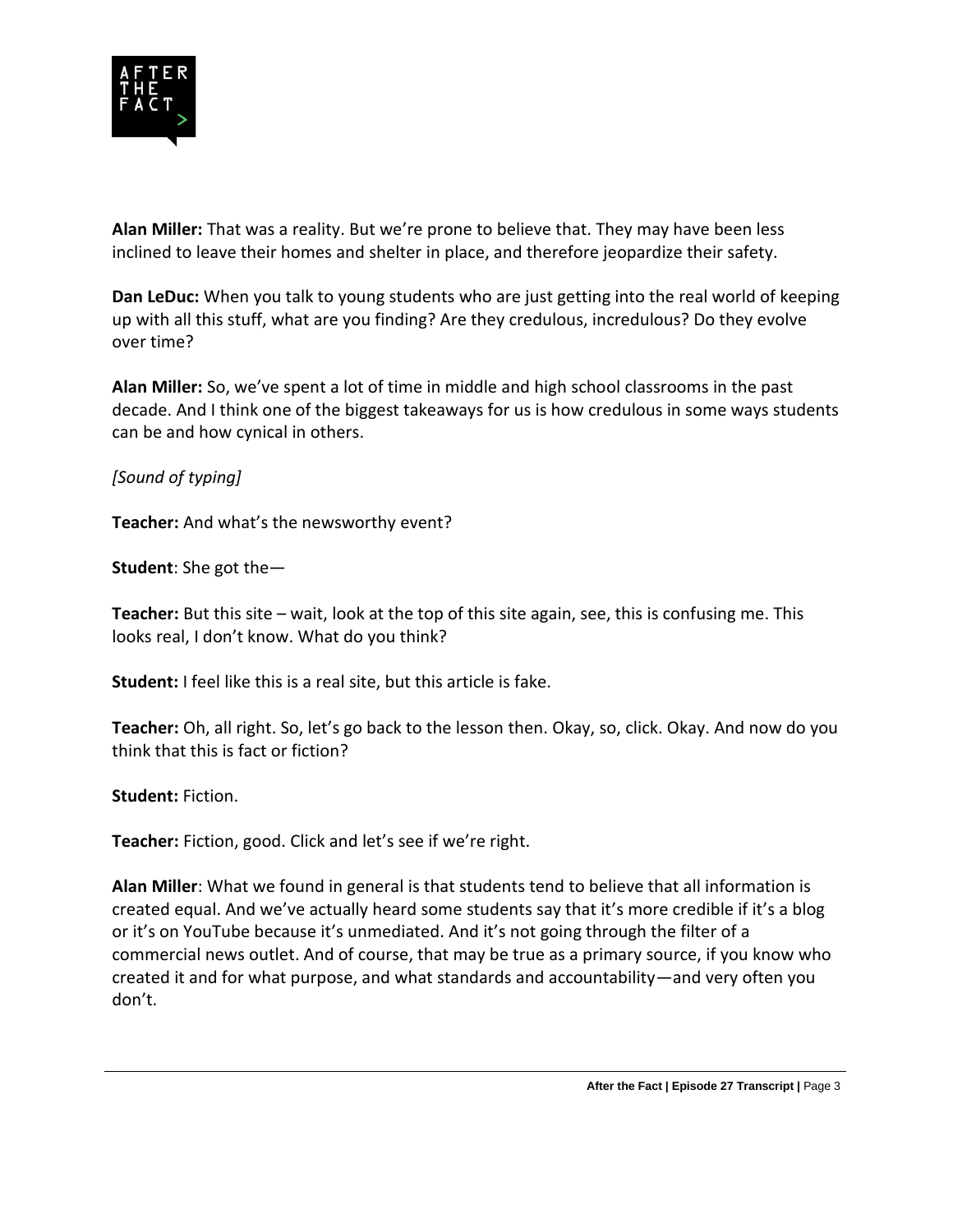**Alan Miller:** That was a reality. But we're prone to believe that. They may have been less inclined to leave their homes and shelter in place, and therefore jeopardize their safety.

**Dan LeDuc:** When you talk to young students who are just getting into the real world of keeping up with all this stuff, what are you finding? Are they credulous, incredulous? Do they evolve over time?

**Alan Miller:** So, we've spent a lot of time in middle and high school classrooms in the past decade. And I think one of the biggest takeaways for us is how credulous in some ways students can be and how cynical in others.

*[Sound of typing]*

**Teacher:** And what's the newsworthy event?

**Student**: She got the—

**Teacher:** But this site – wait, look at the top of this site again, see, this is confusing me. This looks real, I don't know. What do you think?

**Student:** I feel like this is a real site, but this article is fake.

**Teacher:** Oh, all right. So, let's go back to the lesson then. Okay, so, click. Okay. And now do you think that this is fact or fiction?

**Student:** Fiction.

**Teacher:** Fiction, good. Click and let's see if we're right.

**Alan Miller**: What we found in general is that students tend to believe that all information is created equal. And we've actually heard some students say that it's more credible if it's a blog or it's on YouTube because it's unmediated. And it's not going through the filter of a commercial news outlet. And of course, that may be true as a primary source, if you know who created it and for what purpose, and what standards and accountability—and very often you don't.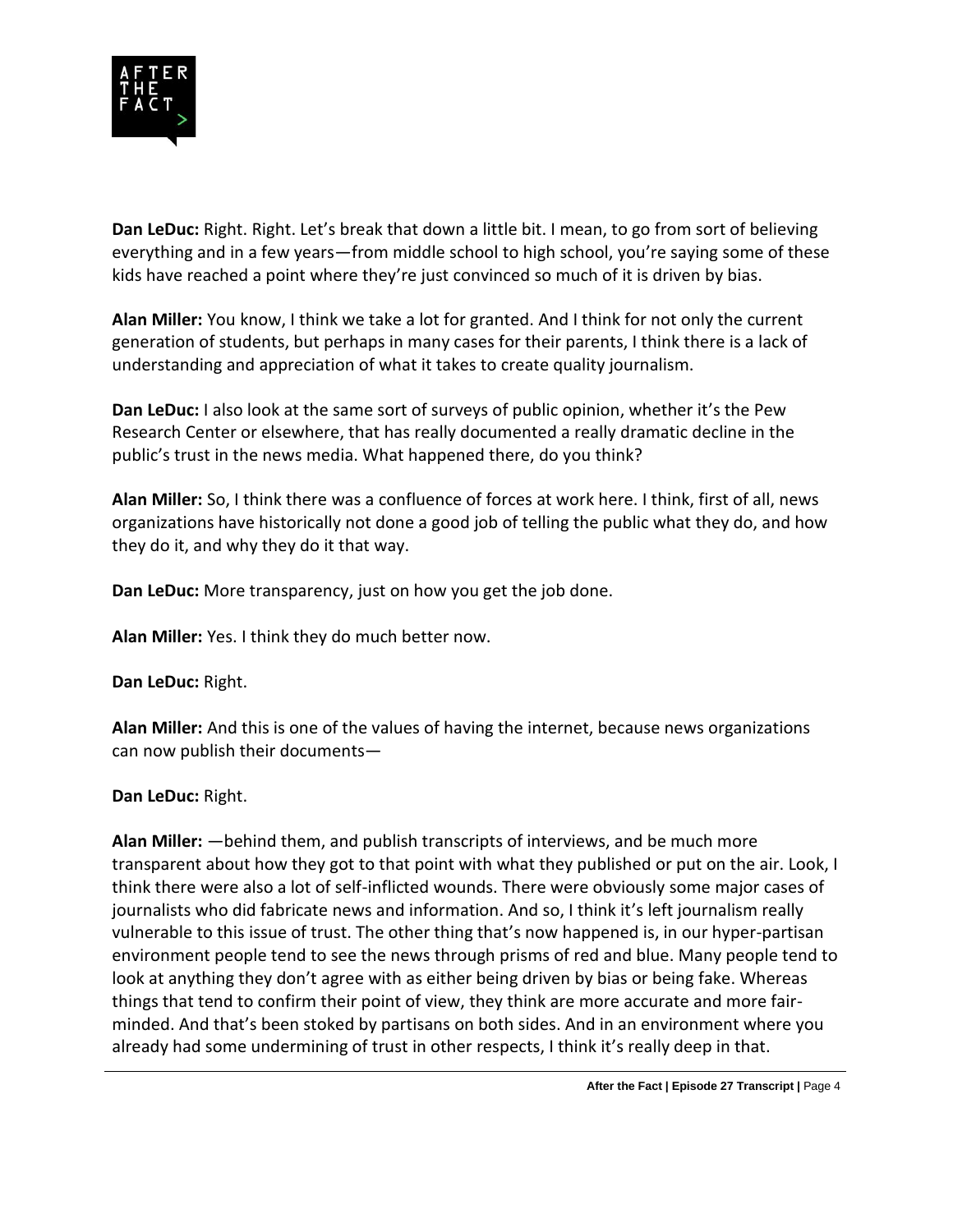**Dan LeDuc:** Right. Right. Let's break that down a little bit. I mean, to go from sort of believing everything and in a few years—from middle school to high school, you're saying some of these kids have reached a point where they're just convinced so much of it is driven by bias.

**Alan Miller:** You know, I think we take a lot for granted. And I think for not only the current generation of students, but perhaps in many cases for their parents, I think there is a lack of understanding and appreciation of what it takes to create quality journalism.

**Dan LeDuc:** I also look at the same sort of surveys of public opinion, whether it's the Pew Research Center or elsewhere, that has really documented a really dramatic decline in the public's trust in the news media. What happened there, do you think?

**Alan Miller:** So, I think there was a confluence of forces at work here. I think, first of all, news organizations have historically not done a good job of telling the public what they do, and how they do it, and why they do it that way.

**Dan LeDuc:** More transparency, just on how you get the job done.

**Alan Miller:** Yes. I think they do much better now.

**Dan LeDuc:** Right.

**Alan Miller:** And this is one of the values of having the internet, because news organizations can now publish their documents—

**Dan LeDuc:** Right.

**Alan Miller:** —behind them, and publish transcripts of interviews, and be much more transparent about how they got to that point with what they published or put on the air. Look, I think there were also a lot of self-inflicted wounds. There were obviously some major cases of journalists who did fabricate news and information. And so, I think it's left journalism really vulnerable to this issue of trust. The other thing that's now happened is, in our hyper-partisan environment people tend to see the news through prisms of red and blue. Many people tend to look at anything they don't agree with as either being driven by bias or being fake. Whereas things that tend to confirm their point of view, they think are more accurate and more fair-minded. And that's been stoked by partisans on both sides. And in an environment where you already had some undermining of trust in other respects, I think it's really deep in that.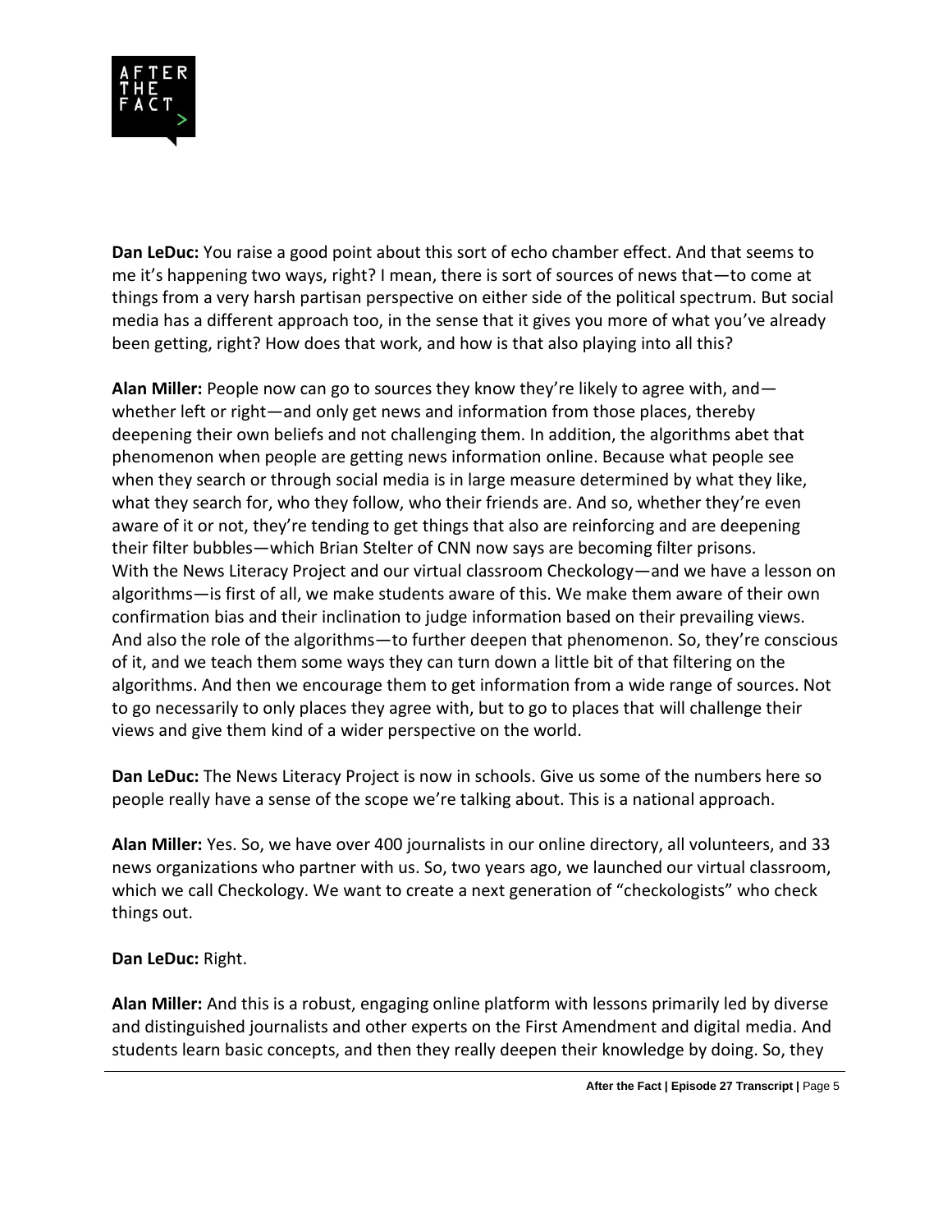**Dan LeDuc:** You raise a good point about this sort of echo chamber effect. And that seems to me it's happening two ways, right? I mean, there is sort of sources of news that—to come at things from a very harsh partisan perspective on either side of the political spectrum. But social media has a different approach too, in the sense that it gives you more of what you've already been getting, right? How does that work, and how is that also playing into all this?

**Alan Miller:** People now can go to sources they know they're likely to agree with, and—whether left or right—and only get news and information from those places, thereby deepening their own beliefs and not challenging them. In addition, the algorithms abet that phenomenon when people are getting news information online. Because what people see when they search or through social media is in large measure determined by what they like, what they search for, who they follow, who their friends are. And so, whether they're even aware of it or not, they're tending to get things that also are reinforcing and are deepening their filter bubbles—which Brian Stelter of CNN now says are becoming filter prisons. With the News Literacy Project and our virtual classroom Checkology—and we have a lesson on algorithms—is first of all, we make students aware of this. We make them aware of their own confirmation bias and their inclination to judge information based on their prevailing views. And also the role of the algorithms—to further deepen that phenomenon. So, they're conscious of it, and we teach them some ways they can turn down a little bit of that filtering on the algorithms. And then we encourage them to get information from a wide range of sources. Not to go necessarily to only places they agree with, but to go to places that will challenge their views and give them kind of a wider perspective on the world.

**Dan LeDuc:** The News Literacy Project is now in schools. Give us some of the numbers here so people really have a sense of the scope we're talking about. This is a national approach.

**Alan Miller:** Yes. So, we have over 400 journalists in our online directory, all volunteers, and 33 news organizations who partner with us. So, two years ago, we launched our virtual classroom, which we call Checkology. We want to create a next generation of "checkologists" who check things out.

**Dan LeDuc:** Right.

**Alan Miller:** And this is a robust, engaging online platform with lessons primarily led by diverse and distinguished journalists and other experts on the First Amendment and digital media. And students learn basic concepts, and then they really deepen their knowledge by doing. So, they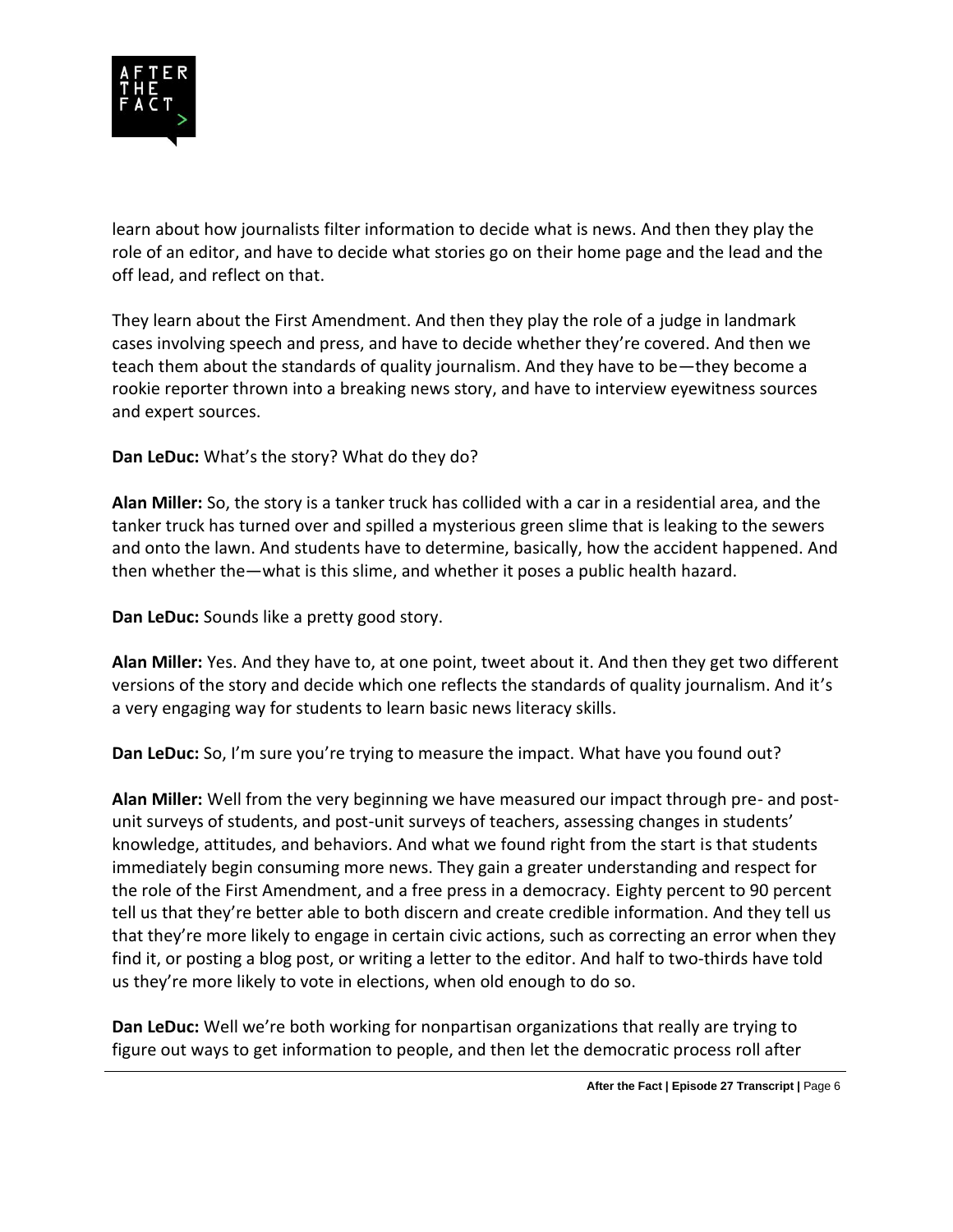learn about how journalists filter information to decide what is news. And then they play the role of an editor, and have to decide what stories go on their home page and the lead and the off lead, and reflect on that.

They learn about the First Amendment. And then they play the role of a judge in landmark cases involving speech and press, and have to decide whether they're covered. And then we teach them about the standards of quality journalism. And they have to be—they become a rookie reporter thrown into a breaking news story, and have to interview eyewitness sources and expert sources.

**Dan LeDuc:** What's the story? What do they do?

**Alan Miller:** So, the story is a tanker truck has collided with a car in a residential area, and the tanker truck has turned over and spilled a mysterious green slime that is leaking to the sewers and onto the lawn. And students have to determine, basically, how the accident happened. And then whether the—what is this slime, and whether it poses a public health hazard.

**Dan LeDuc:** Sounds like a pretty good story.

**Alan Miller:** Yes. And they have to, at one point, tweet about it. And then they get two different versions of the story and decide which one reflects the standards of quality journalism. And it's a very engaging way for students to learn basic news literacy skills.

**Dan LeDuc:** So, I'm sure you're trying to measure the impact. What have you found out?

**Alan Miller:** Well from the very beginning we have measured our impact through pre- and post-unit surveys of students, and post-unit surveys of teachers, assessing changes in students' knowledge, attitudes, and behaviors. And what we found right from the start is that students immediately begin consuming more news. They gain a greater understanding and respect for the role of the First Amendment, and a free press in a democracy. Eighty percent to 90 percent tell us that they're better able to both discern and create credible information. And they tell us that they're more likely to engage in certain civic actions, such as correcting an error when they find it, or posting a blog post, or writing a letter to the editor. And half to two-thirds have told us they're more likely to vote in elections, when old enough to do so.

**Dan LeDuc:** Well we're both working for nonpartisan organizations that really are trying to figure out ways to get information to people, and then let the democratic process roll after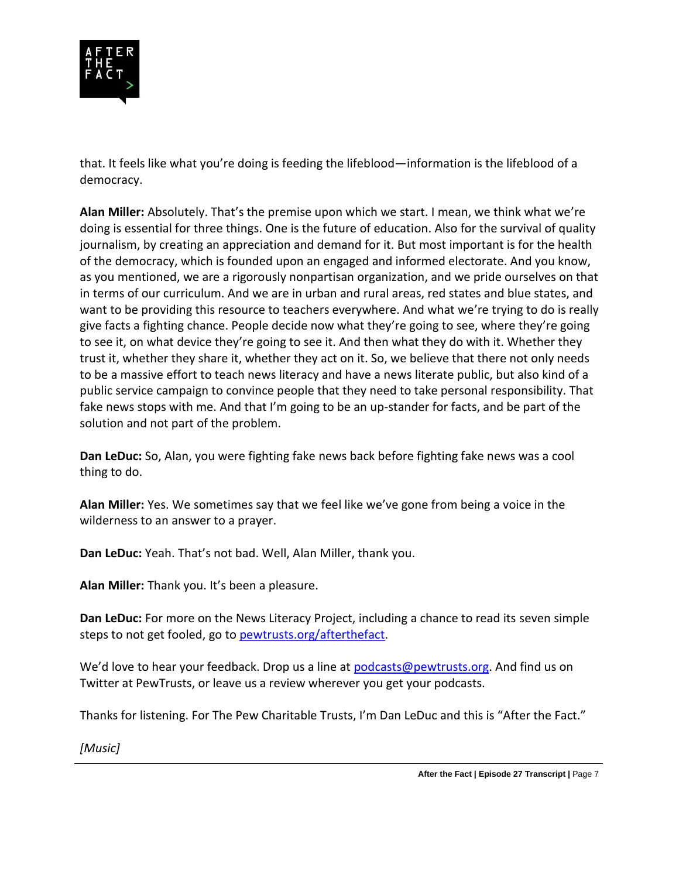that. It feels like what you're doing is feeding the lifeblood—information is the lifeblood of a democracy.

**Alan Miller:** Absolutely. That's the premise upon which we start. I mean, we think what we're doing is essential for three things. One is the future of education. Also for the survival of quality journalism, by creating an appreciation and demand for it. But most important is for the health of the democracy, which is founded upon an engaged and informed electorate. And you know, as you mentioned, we are a rigorously nonpartisan organization, and we pride ourselves on that in terms of our curriculum. And we are in urban and rural areas, red states and blue states, and want to be providing this resource to teachers everywhere. And what we're trying to do is really give facts a fighting chance. People decide now what they're going to see, where they're going to see it, on what device they're going to see it. And then what they do with it. Whether they trust it, whether they share it, whether they act on it. So, we believe that there not only needs to be a massive effort to teach news literacy and have a news literate public, but also kind of a public service campaign to convince people that they need to take personal responsibility. That fake news stops with me. And that I'm going to be an up-stander for facts, and be part of the solution and not part of the problem.

**Dan LeDuc:** So, Alan, you were fighting fake news back before fighting fake news was a cool thing to do.

**Alan Miller:** Yes. We sometimes say that we feel like we've gone from being a voice in the wilderness to an answer to a prayer.

**Dan LeDuc:** Yeah. That's not bad. Well, Alan Miller, thank you.

**Alan Miller:** Thank you. It's been a pleasure.

**Dan LeDuc:** For more on the News Literacy Project, including a chance to read its seven simple steps to not get fooled, go to [pewtrusts.org/afterthefact](pewtrusts.org/afterthefact).

We'd love to hear your feedback. Drop us a line at [podcasts@pewtrusts.org](mailto:podcasts@pewtrusts.org). And find us on Twitter at PewTrusts, or leave us a review wherever you get your podcasts.

Thanks for listening. For The Pew Charitable Trusts, I'm Dan LeDuc and this is "After the Fact."

*[Music]*